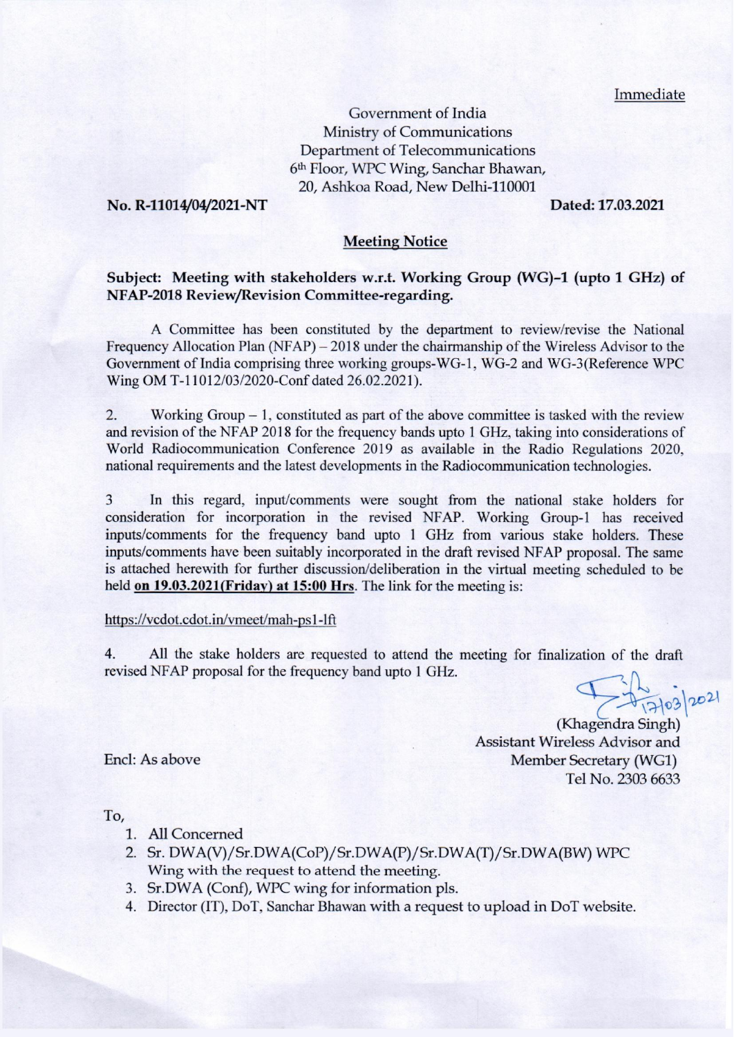Immediate

Government of India
Ministry of Communications
Department of Telecommunications
6th Floor, WPC Wing, Sanchar Bhawan,
20, Ashkoa Road, New Delhi-110001

**No. R-11014/04/2021-NT** **Dated: 17.03.2021**

## Meeting Notice

**Subject: Meeting with stakeholders w.r.t. Working Group (WG)–1 (upto 1 GHz) of NFAP-2018 Review/Revision Committee-regarding.**

A Committee has been constituted by the department to review/revise the National Frequency Allocation Plan (NFAP) – 2018 under the chairmanship of the Wireless Advisor to the Government of India comprising three working groups-WG-1, WG-2 and WG-3(Reference WPC Wing OM T-11012/03/2020-Conf dated 26.02.2021).

2. Working Group – 1, constituted as part of the above committee is tasked with the review and revision of the NFAP 2018 for the frequency bands upto 1 GHz, taking into considerations of World Radiocommunication Conference 2019 as available in the Radio Regulations 2020, national requirements and the latest developments in the Radiocommunication technologies.

3 In this regard, input/comments were sought from the national stake holders for consideration for incorporation in the revised NFAP. Working Group-1 has received inputs/comments for the frequency band upto 1 GHz from various stake holders. These inputs/comments have been suitably incorporated in the draft revised NFAP proposal. The same is attached herewith for further discussion/deliberation in the virtual meeting scheduled to be held **on 19.03.2021(Friday) at 15:00 Hrs**. The link for the meeting is:

https://vcdot.cdot.in/vmeet/mah-ps1-lft

4. All the stake holders are requested to attend the meeting for finalization of the draft revised NFAP proposal for the frequency band upto 1 GHz.

17/03/2021

(Khagendra Singh)
Assistant Wireless Advisor and
Member Secretary (WG1)
Tel No. 2303 6633

Encl: As above

To,

1. All Concerned
2. Sr. DWA(V)/Sr.DWA(CoP)/Sr.DWA(P)/Sr.DWA(T)/Sr.DWA(BW) WPC Wing with the request to attend the meeting.
3. Sr.DWA (Conf), WPC wing for information pls.
4. Director (IT), DoT, Sanchar Bhawan with a request to upload in DoT website.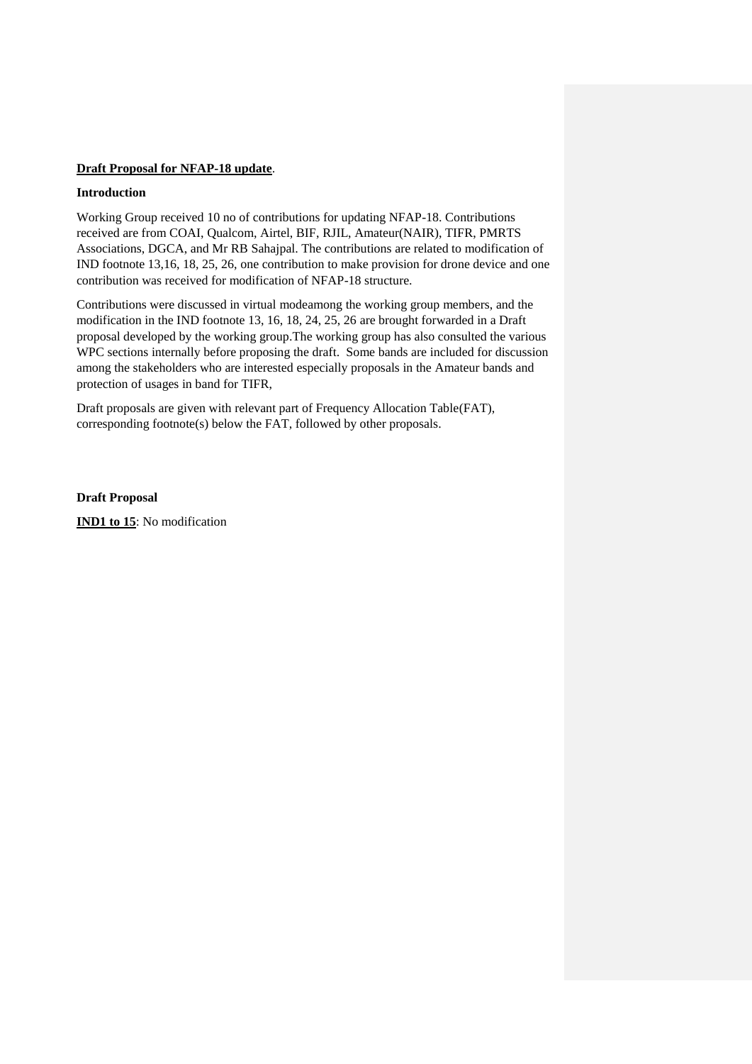**Draft Proposal for NFAP-18 update**.

**Introduction**

Working Group received 10 no of contributions for updating NFAP-18. Contributions received are from COAI, Qualcom, Airtel, BIF, RJIL, Amateur(NAIR), TIFR, PMRTS Associations, DGCA, and Mr RB Sahajpal. The contributions are related to modification of IND footnote 13,16, 18, 25, 26, one contribution to make provision for drone device and one contribution was received for modification of NFAP-18 structure.

Contributions were discussed in virtual modeamong the working group members, and the modification in the IND footnote 13, 16, 18, 24, 25, 26 are brought forwarded in a Draft proposal developed by the working group.The working group has also consulted the various WPC sections internally before proposing the draft. Some bands are included for discussion among the stakeholders who are interested especially proposals in the Amateur bands and protection of usages in band for TIFR,

Draft proposals are given with relevant part of Frequency Allocation Table(FAT), corresponding footnote(s) below the FAT, followed by other proposals.

**Draft Proposal**

**IND1 to 15**: No modification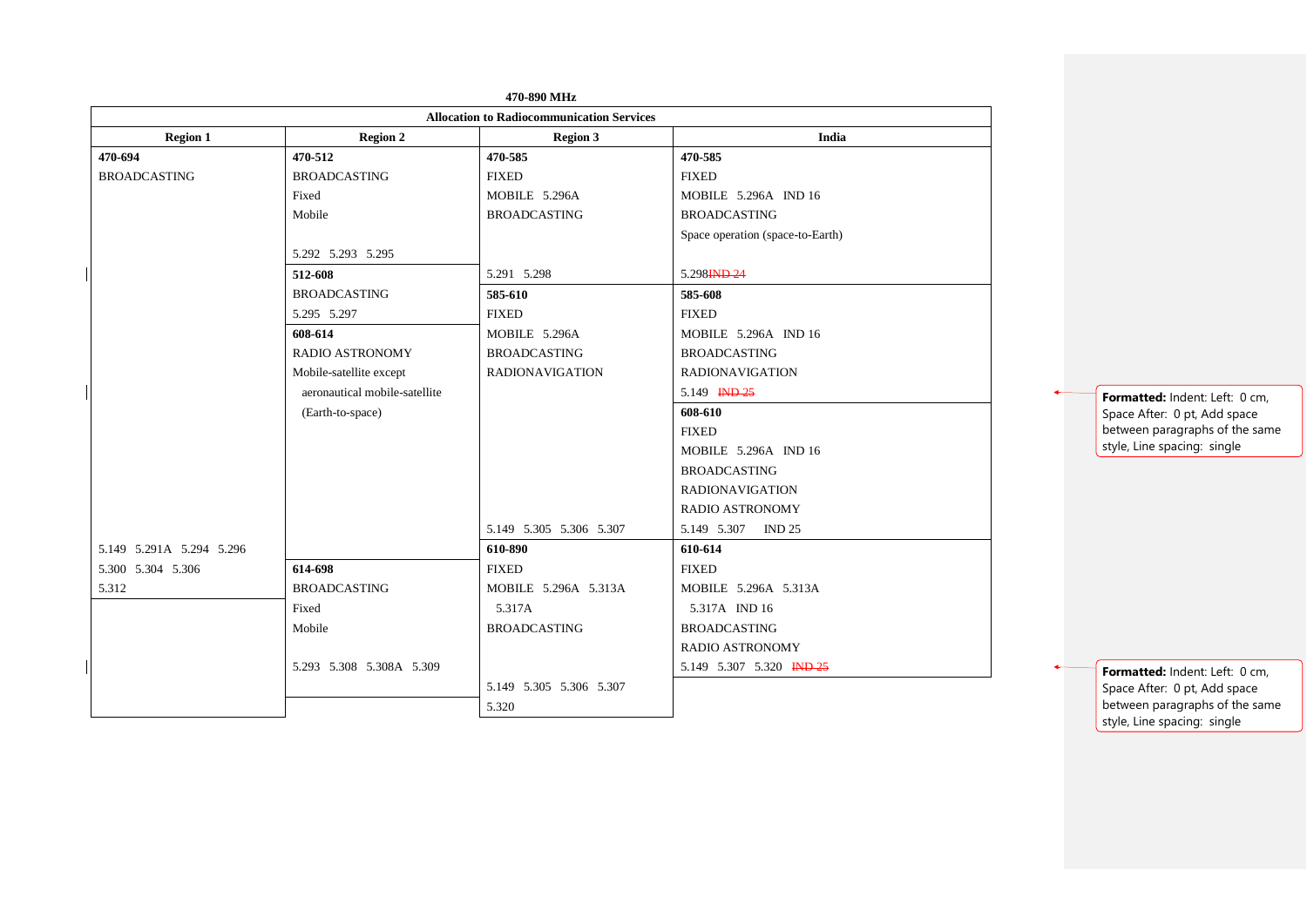**470-890 MHz**

| Allocation to Radiocommunication Services | | | |
|---|---|---|---|
| **Region 1** | **Region 2** | **Region 3** | **India** |
| **470-694** BROADCASTING 5.149 5.291A 5.294 5.296 5.300 5.304 5.306 5.312 | **470-512** BROADCASTING Fixed Mobile 5.292 5.293 5.295 | **470-585** FIXED MOBILE 5.296A BROADCASTING 5.291 5.298 | **470-585** FIXED MOBILE 5.296A IND 16 BROADCASTING Space operation (space-to-Earth) 5.298 ~~IND 24~~ |
| | **512-608** BROADCASTING 5.295 5.297 | **585-610** FIXED MOBILE 5.296A BROADCASTING RADIONAVIGATION 5.149 5.305 5.306 5.307 | **585-608** FIXED MOBILE 5.296A IND 16 BROADCASTING RADIONAVIGATION 5.149 ~~IND 25~~ |
| | **608-614** RADIO ASTRONOMY Mobile-satellite except aeronautical mobile-satellite (Earth-to-space) | | **608-610** FIXED MOBILE 5.296A IND 16 BROADCASTING RADIONAVIGATION RADIO ASTRONOMY 5.149 5.307 IND 25 |
| | **614-698** BROADCASTING Fixed Mobile 5.293 5.308 5.308A 5.309 | **610-890** FIXED MOBILE 5.296A 5.313A 5.317A BROADCASTING 5.149 5.305 5.306 5.307 5.320 | **610-614** FIXED MOBILE 5.296A 5.313A 5.317A IND 16 BROADCASTING RADIO ASTRONOMY 5.149 5.307 5.320 ~~IND 25~~ |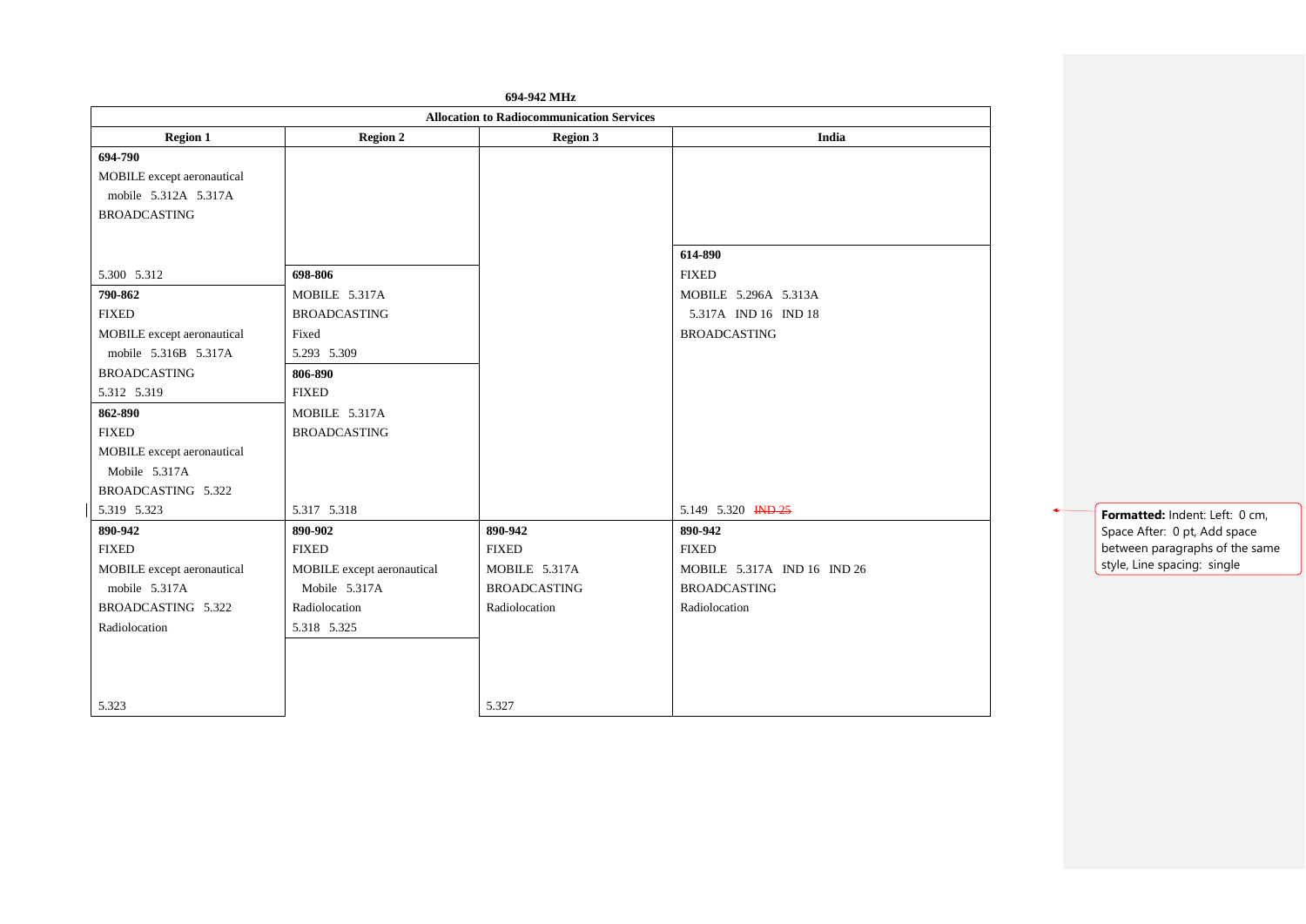**694-942 MHz**

| Allocation to Radiocommunication Services | | | |
|---|---|---|---|
| **Region 1** | **Region 2** | **Region 3** | **India** |
| **694-790**<br>MOBILE except aeronautical mobile 5.312A 5.317A<br>BROADCASTING<br><br>5.300 5.312 | | | |
| **790-862**<br>FIXED<br>MOBILE except aeronautical mobile 5.316B 5.317A<br>BROADCASTING<br>5.312 5.319 | **698-806**<br>MOBILE 5.317A<br>BROADCASTING<br>Fixed<br>5.293 5.309 | | **614-890**<br>FIXED<br>MOBILE 5.296A 5.313A 5.317A IND 16 IND 18<br>BROADCASTING<br><br>5.149 5.320 ~~IND 25~~ |
| **862-890**<br>FIXED<br>MOBILE except aeronautical Mobile 5.317A<br>BROADCASTING 5.322<br>5.319 5.323 | **806-890**<br>FIXED<br>MOBILE 5.317A<br>BROADCASTING<br><br>5.317 5.318 | | |
| **890-942**<br>FIXED<br>MOBILE except aeronautical mobile 5.317A<br>BROADCASTING 5.322<br>Radiolocation<br><br>5.323 | **890-902**<br>FIXED<br>MOBILE except aeronautical Mobile 5.317A<br>Radiolocation<br>5.318 5.325 | **890-942**<br>FIXED<br>MOBILE 5.317A<br>BROADCASTING<br>Radiolocation<br><br>5.327 | **890-942**<br>FIXED<br>MOBILE 5.317A IND 16 IND 26<br>BROADCASTING<br>Radiolocation |

**Formatted:** Indent: Left: 0 cm, Space After: 0 pt, Add space between paragraphs of the same style, Line spacing: single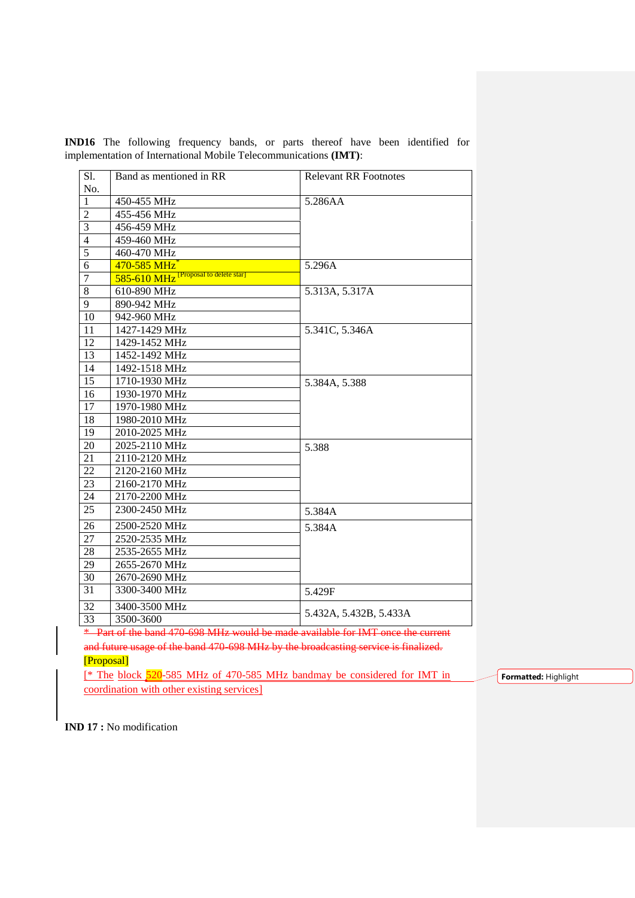**IND16** The following frequency bands, or parts thereof have been identified for implementation of International Mobile Telecommunications **(IMT)**:

| Sl. No. | Band as mentioned in RR | Relevant RR Footnotes |
|---|---|---|
| 1 | 450-455 MHz | 5.286AA |
| 2 | 455-456 MHz | |
| 3 | 456-459 MHz | |
| 4 | 459-460 MHz | |
| 5 | 460-470 MHz | |
| 6 | 470-585 MHz* | 5.296A |
| 7 | 585-610 MHz [Proposal to delete star] | |
| 8 | 610-890 MHz | 5.313A, 5.317A |
| 9 | 890-942 MHz | |
| 10 | 942-960 MHz | |
| 11 | 1427-1429 MHz | 5.341C, 5.346A |
| 12 | 1429-1452 MHz | |
| 13 | 1452-1492 MHz | |
| 14 | 1492-1518 MHz | |
| 15 | 1710-1930 MHz | 5.384A, 5.388 |
| 16 | 1930-1970 MHz | |
| 17 | 1970-1980 MHz | |
| 18 | 1980-2010 MHz | |
| 19 | 2010-2025 MHz | |
| 20 | 2025-2110 MHz | 5.388 |
| 21 | 2110-2120 MHz | |
| 22 | 2120-2160 MHz | |
| 23 | 2160-2170 MHz | |
| 24 | 2170-2200 MHz | |
| 25 | 2300-2450 MHz | 5.384A |
| 26 | 2500-2520 MHz | 5.384A |
| 27 | 2520-2535 MHz | |
| 28 | 2535-2655 MHz | |
| 29 | 2655-2670 MHz | |
| 30 | 2670-2690 MHz | |
| 31 | 3300-3400 MHz | 5.429F |
| 32 | 3400-3500 MHz | 5.432A, 5.432B, 5.433A |
| 33 | 3500-3600 | |

~~* Part of the band 470-698 MHz would be made available for IMT once the current and future usage of the band 470-698 MHz by the broadcasting service is finalized.~~

[Proposal]

[* The block 520-585 MHz of 470-585 MHz bandmay be considered for IMT in coordination with other existing services]

**IND 17 :** No modification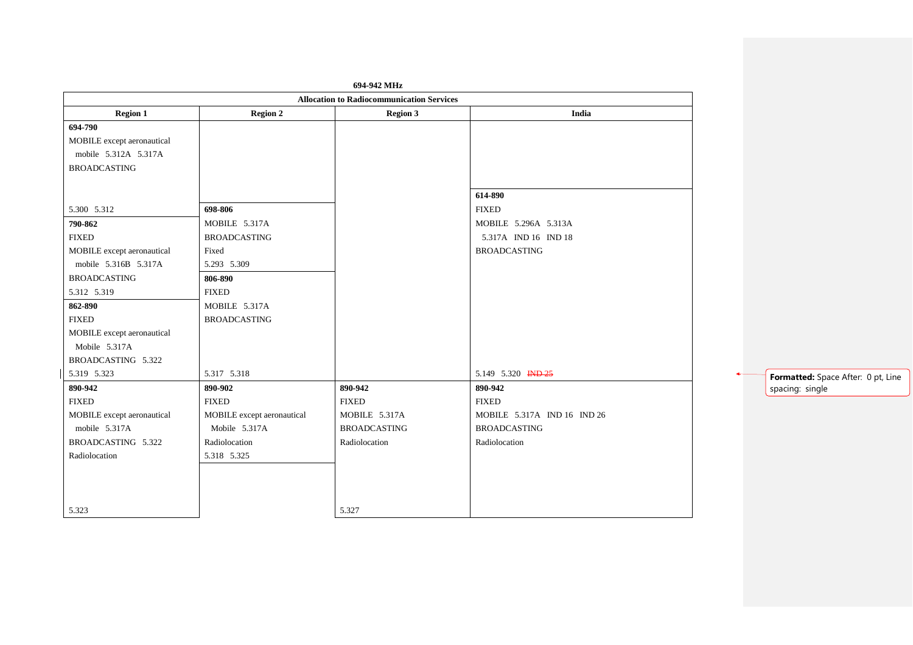**694-942 MHz**

| Allocation to Radiocommunication Services | | | |
|---|---|---|---|
| **Region 1** | **Region 2** | **Region 3** | **India** |
| **694-790** MOBILE except aeronautical mobile 5.312A 5.317A BROADCASTING 5.300 5.312 | | | |
| **790-862** FIXED MOBILE except aeronautical mobile 5.316B 5.317A BROADCASTING 5.312 5.319 | **698-806** MOBILE 5.317A BROADCASTING Fixed 5.293 5.309 | | **614-890** FIXED MOBILE 5.296A 5.313A 5.317A IND 16 IND 18 BROADCASTING 5.149 5.320 ~~IND 25~~ |
| **862-890** FIXED MOBILE except aeronautical Mobile 5.317A BROADCASTING 5.322 5.319 5.323 | **806-890** FIXED MOBILE 5.317A BROADCASTING 5.317 5.318 | | |
| **890-942** FIXED MOBILE except aeronautical mobile 5.317A BROADCASTING 5.322 Radiolocation 5.323 | **890-902** FIXED MOBILE except aeronautical Mobile 5.317A Radiolocation 5.318 5.325 | **890-942** FIXED MOBILE 5.317A BROADCASTING Radiolocation 5.327 | **890-942** FIXED MOBILE 5.317A IND 16 IND 26 BROADCASTING Radiolocation |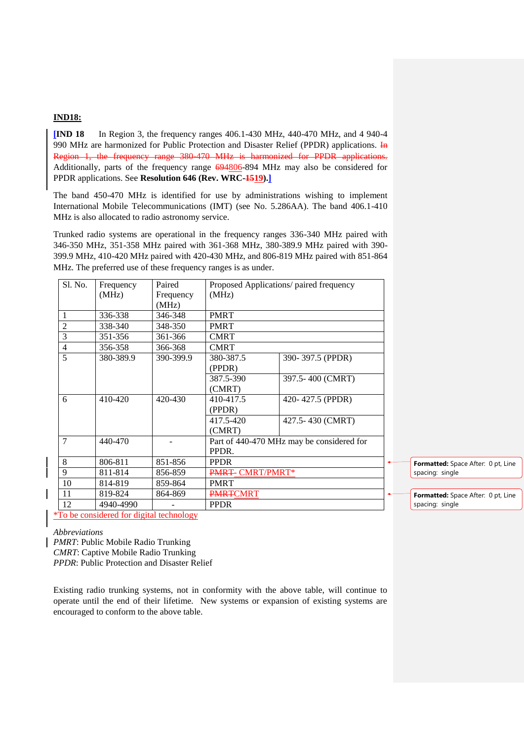**IND18:**

[**IND 18** In Region 3, the frequency ranges 406.1-430 MHz, 440-470 MHz, and 4 940-4 990 MHz are harmonized for Public Protection and Disaster Relief (PPDR) applications. ~~In Region 1, the frequency range 380-470 MHz is harmonized for PPDR applications.~~ Additionally, parts of the frequency range ~~694~~806-894 MHz may also be considered for PPDR applications. See **Resolution 646 (Rev. WRC-~~15~~19).**]

The band 450-470 MHz is identified for use by administrations wishing to implement International Mobile Telecommunications (IMT) (see No. 5.286AA). The band 406.1-410 MHz is also allocated to radio astronomy service.

Trunked radio systems are operational in the frequency ranges 336-340 MHz paired with 346-350 MHz, 351-358 MHz paired with 361-368 MHz, 380-389.9 MHz paired with 390-399.9 MHz, 410-420 MHz paired with 420-430 MHz, and 806-819 MHz paired with 851-864 MHz. The preferred use of these frequency ranges is as under.

| Sl. No. | Frequency (MHz) | Paired Frequency (MHz) | Proposed Applications/ paired frequency (MHz) | |
|---|---|---|---|---|
| 1 | 336-338 | 346-348 | PMRT | |
| 2 | 338-340 | 348-350 | PMRT | |
| 3 | 351-356 | 361-366 | CMRT | |
| 4 | 356-358 | 366-368 | CMRT | |
| 5 | 380-389.9 | 390-399.9 | 380-387.5 (PPDR) | 390- 397.5 (PPDR) |
| | | | 387.5-390 (CMRT) | 397.5- 400 (CMRT) |
| 6 | 410-420 | 420-430 | 410-417.5 (PPDR) | 420- 427.5 (PPDR) |
| | | | 417.5-420 (CMRT) | 427.5- 430 (CMRT) |
| 7 | 440-470 | - | Part of 440-470 MHz may be considered for PPDR. | |
| 8 | 806-811 | 851-856 | PPDR | |
| 9 | 811-814 | 856-859 | ~~PMRT~~ CMRT/PMRT* | |
| 10 | 814-819 | 859-864 | PMRT | |
| 11 | 819-824 | 864-869 | ~~PMRT~~CMRT | |
| 12 | 4940-4990 | - | PPDR | |

*To be considered for digital technology

*Abbreviations*
*PMRT*: Public Mobile Radio Trunking
*CMRT*: Captive Mobile Radio Trunking
*PPDR*: Public Protection and Disaster Relief

Existing radio trunking systems, not in conformity with the above table, will continue to operate until the end of their lifetime. New systems or expansion of existing systems are encouraged to conform to the above table.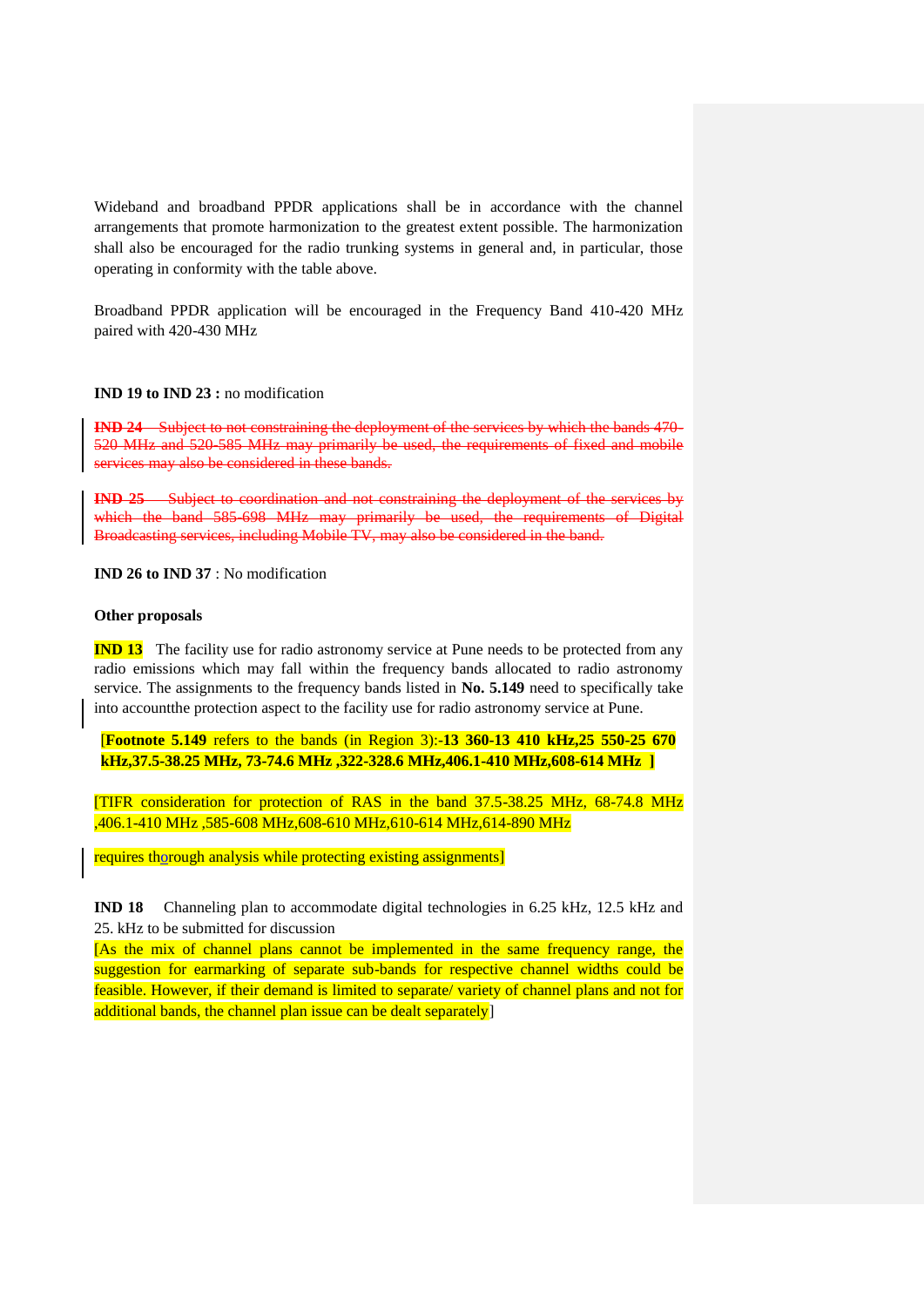Wideband and broadband PPDR applications shall be in accordance with the channel arrangements that promote harmonization to the greatest extent possible. The harmonization shall also be encouraged for the radio trunking systems in general and, in particular, those operating in conformity with the table above.

Broadband PPDR application will be encouraged in the Frequency Band 410-420 MHz paired with 420-430 MHz

**IND 19 to IND 23 :** no modification

~~**IND 24** Subject to not constraining the deployment of the services by which the bands 470-520 MHz and 520-585 MHz may primarily be used, the requirements of fixed and mobile services may also be considered in these bands.~~

~~**IND 25** Subject to coordination and not constraining the deployment of the services by which the band 585-698 MHz may primarily be used, the requirements of Digital Broadcasting services, including Mobile TV, may also be considered in the band.~~

**IND 26 to IND 37** : No modification

**Other proposals**

**IND 13** The facility use for radio astronomy service at Pune needs to be protected from any radio emissions which may fall within the frequency bands allocated to radio astronomy service. The assignments to the frequency bands listed in **No. 5.149** need to specifically take into accountthe protection aspect to the facility use for radio astronomy service at Pune.

[**Footnote 5.149** refers to the bands (in Region 3):-**13 360-13 410 kHz,25 550-25 670 kHz,37.5-38.25 MHz, 73-74.6 MHz ,322-328.6 MHz,406.1-410 MHz,608-614 MHz ]**

[TIFR consideration for protection of RAS in the band 37.5-38.25 MHz, 68-74.8 MHz ,406.1-410 MHz ,585-608 MHz,608-610 MHz,610-614 MHz,614-890 MHz

requires thorough analysis while protecting existing assignments]

**IND 18** Channeling plan to accommodate digital technologies in 6.25 kHz, 12.5 kHz and 25. kHz to be submitted for discussion
[As the mix of channel plans cannot be implemented in the same frequency range, the suggestion for earmarking of separate sub-bands for respective channel widths could be feasible. However, if their demand is limited to separate/ variety of channel plans and not for additional bands, the channel plan issue can be dealt separately]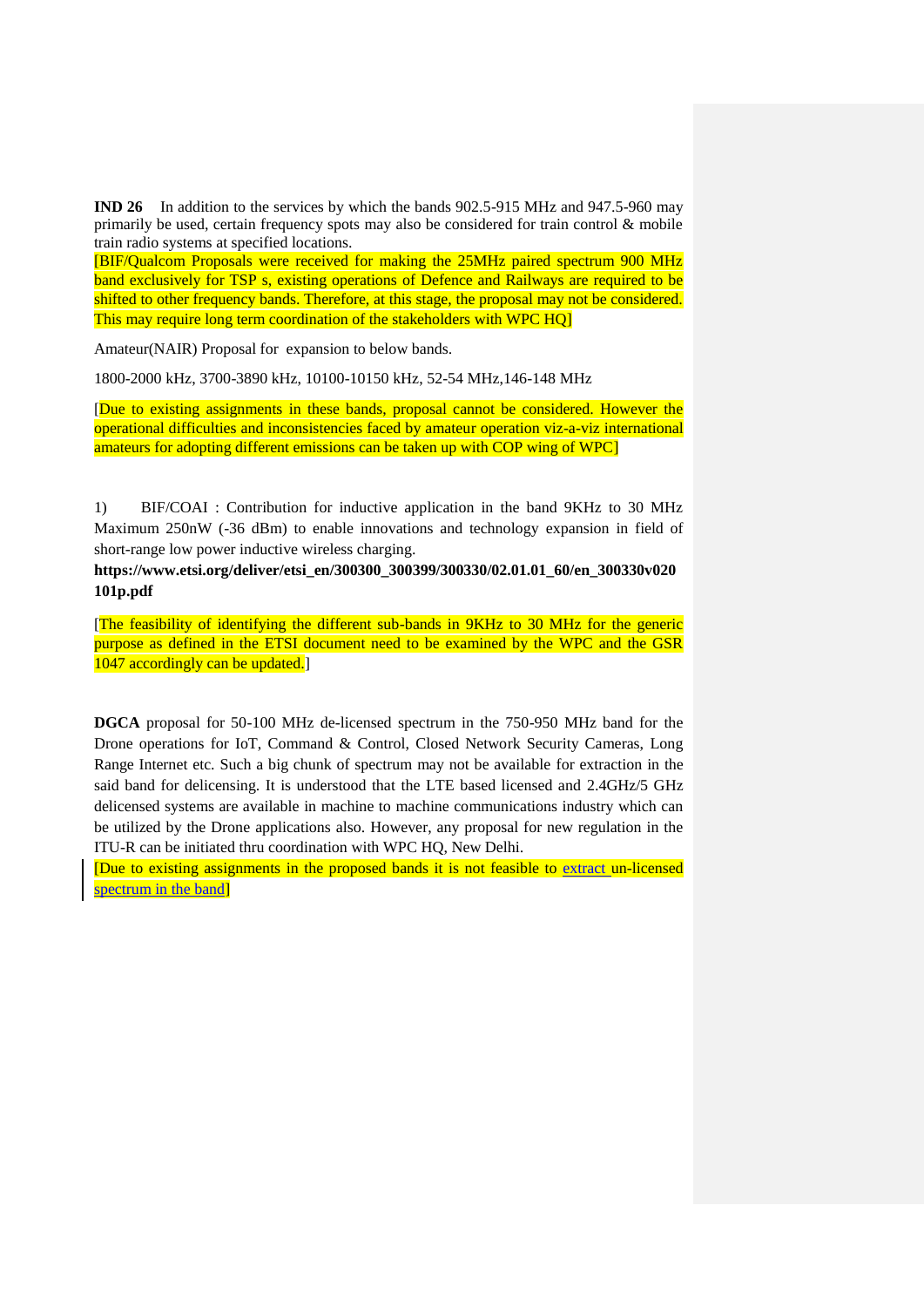**IND 26** In addition to the services by which the bands 902.5-915 MHz and 947.5-960 may primarily be used, certain frequency spots may also be considered for train control & mobile train radio systems at specified locations.

[BIF/Qualcom Proposals were received for making the 25MHz paired spectrum 900 MHz band exclusively for TSP s, existing operations of Defence and Railways are required to be shifted to other frequency bands. Therefore, at this stage, the proposal may not be considered. This may require long term coordination of the stakeholders with WPC HQ]

Amateur(NAIR) Proposal for expansion to below bands.

1800-2000 kHz, 3700-3890 kHz, 10100-10150 kHz, 52-54 MHz,146-148 MHz

[Due to existing assignments in these bands, proposal cannot be considered. However the operational difficulties and inconsistencies faced by amateur operation viz-a-viz international amateurs for adopting different emissions can be taken up with COP wing of WPC]

1) BIF/COAI : Contribution for inductive application in the band 9KHz to 30 MHz Maximum 250nW (-36 dBm) to enable innovations and technology expansion in field of short-range low power inductive wireless charging.

**https://www.etsi.org/deliver/etsi_en/300300_300399/300330/02.01.01_60/en_300330v020101p.pdf**

[The feasibility of identifying the different sub-bands in 9KHz to 30 MHz for the generic purpose as defined in the ETSI document need to be examined by the WPC and the GSR 1047 accordingly can be updated.]

**DGCA** proposal for 50-100 MHz de-licensed spectrum in the 750-950 MHz band for the Drone operations for IoT, Command & Control, Closed Network Security Cameras, Long Range Internet etc. Such a big chunk of spectrum may not be available for extraction in the said band for delicensing. It is understood that the LTE based licensed and 2.4GHz/5 GHz delicensed systems are available in machine to machine communications industry which can be utilized by the Drone applications also. However, any proposal for new regulation in the ITU-R can be initiated thru coordination with WPC HQ, New Delhi.

[Due to existing assignments in the proposed bands it is not feasible to extract un-licensed spectrum in the band]